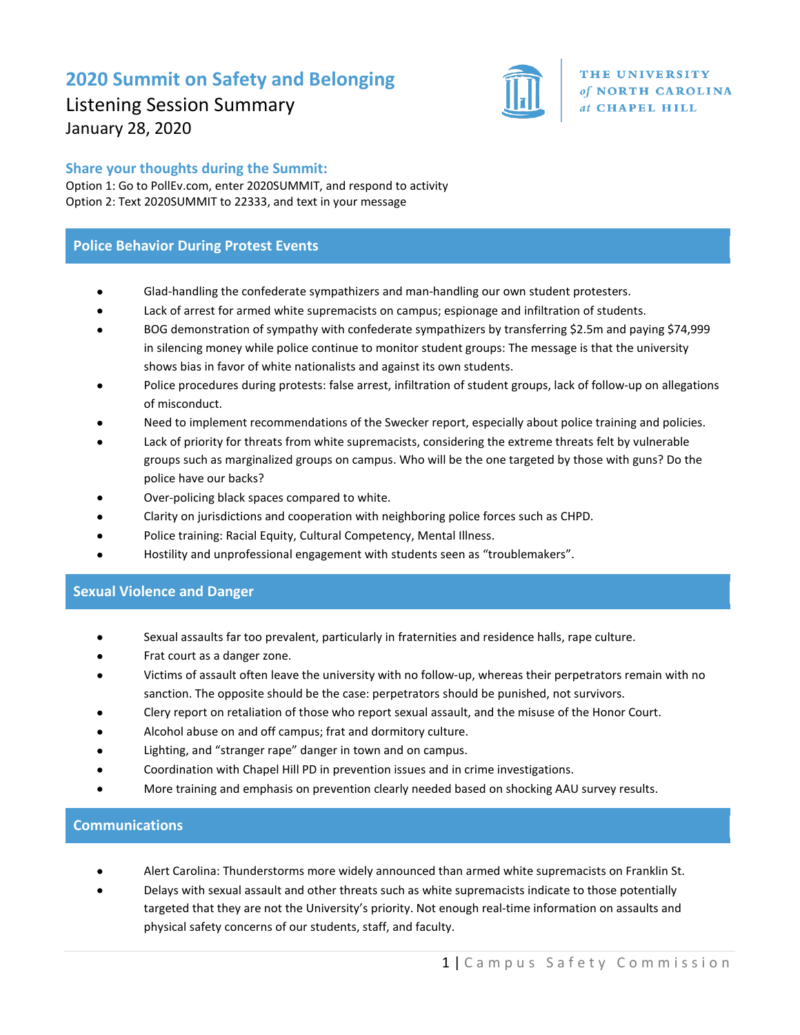# 2020 Summit on Safety and Belonging

Listening Session Summary

January 28, 2020

THE UNIVERSITY *of* NORTH CAROLINA *at* CHAPEL HILL

### Share your thoughts during the Summit:

Option 1: Go to PollEv.com, enter 2020SUMMIT, and respond to activity
Option 2: Text 2020SUMMIT to 22333, and text in your message

## Police Behavior During Protest Events

- Glad-handling the confederate sympathizers and man-handling our own student protesters.
- Lack of arrest for armed white supremacists on campus; espionage and infiltration of students.
- BOG demonstration of sympathy with confederate sympathizers by transferring $2.5m and paying $74,999 in silencing money while police continue to monitor student groups: The message is that the university shows bias in favor of white nationalists and against its own students.
- Police procedures during protests: false arrest, infiltration of student groups, lack of follow-up on allegations of misconduct.
- Need to implement recommendations of the Swecker report, especially about police training and policies.
- Lack of priority for threats from white supremacists, considering the extreme threats felt by vulnerable groups such as marginalized groups on campus. Who will be the one targeted by those with guns? Do the police have our backs?
- Over-policing black spaces compared to white.
- Clarity on jurisdictions and cooperation with neighboring police forces such as CHPD.
- Police training: Racial Equity, Cultural Competency, Mental Illness.
- Hostility and unprofessional engagement with students seen as "troublemakers".

## Sexual Violence and Danger

- Sexual assaults far too prevalent, particularly in fraternities and residence halls, rape culture.
- Frat court as a danger zone.
- Victims of assault often leave the university with no follow-up, whereas their perpetrators remain with no sanction. The opposite should be the case: perpetrators should be punished, not survivors.
- Clery report on retaliation of those who report sexual assault, and the misuse of the Honor Court.
- Alcohol abuse on and off campus; frat and dormitory culture.
- Lighting, and "stranger rape" danger in town and on campus.
- Coordination with Chapel Hill PD in prevention issues and in crime investigations.
- More training and emphasis on prevention clearly needed based on shocking AAU survey results.

## Communications

- Alert Carolina: Thunderstorms more widely announced than armed white supremacists on Franklin St.
- Delays with sexual assault and other threats such as white supremacists indicate to those potentially targeted that they are not the University's priority. Not enough real-time information on assaults and physical safety concerns of our students, staff, and faculty.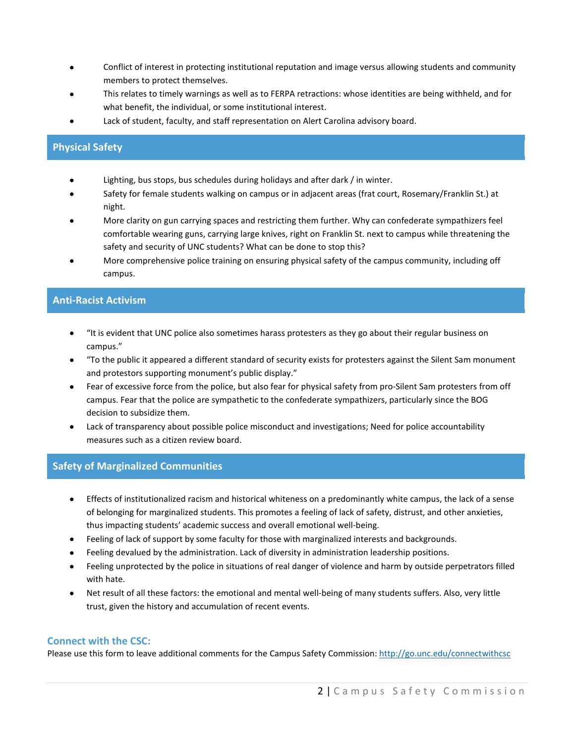- Conflict of interest in protecting institutional reputation and image versus allowing students and community members to protect themselves.
- This relates to timely warnings as well as to FERPA retractions: whose identities are being withheld, and for what benefit, the individual, or some institutional interest.
- Lack of student, faculty, and staff representation on Alert Carolina advisory board.

## Physical Safety

- Lighting, bus stops, bus schedules during holidays and after dark / in winter.
- Safety for female students walking on campus or in adjacent areas (frat court, Rosemary/Franklin St.) at night.
- More clarity on gun carrying spaces and restricting them further. Why can confederate sympathizers feel comfortable wearing guns, carrying large knives, right on Franklin St. next to campus while threatening the safety and security of UNC students? What can be done to stop this?
- More comprehensive police training on ensuring physical safety of the campus community, including off campus.

## Anti-Racist Activism

- "It is evident that UNC police also sometimes harass protesters as they go about their regular business on campus."
- "To the public it appeared a different standard of security exists for protesters against the Silent Sam monument and protestors supporting monument's public display."
- Fear of excessive force from the police, but also fear for physical safety from pro-Silent Sam protesters from off campus. Fear that the police are sympathetic to the confederate sympathizers, particularly since the BOG decision to subsidize them.
- Lack of transparency about possible police misconduct and investigations; Need for police accountability measures such as a citizen review board.

## Safety of Marginalized Communities

- Effects of institutionalized racism and historical whiteness on a predominantly white campus, the lack of a sense of belonging for marginalized students. This promotes a feeling of lack of safety, distrust, and other anxieties, thus impacting students' academic success and overall emotional well-being.
- Feeling of lack of support by some faculty for those with marginalized interests and backgrounds.
- Feeling devalued by the administration. Lack of diversity in administration leadership positions.
- Feeling unprotected by the police in situations of real danger of violence and harm by outside perpetrators filled with hate.
- Net result of all these factors: the emotional and mental well-being of many students suffers. Also, very little trust, given the history and accumulation of recent events.

### Connect with the CSC:

Please use this form to leave additional comments for the Campus Safety Commission: http://go.unc.edu/connectwithcsc